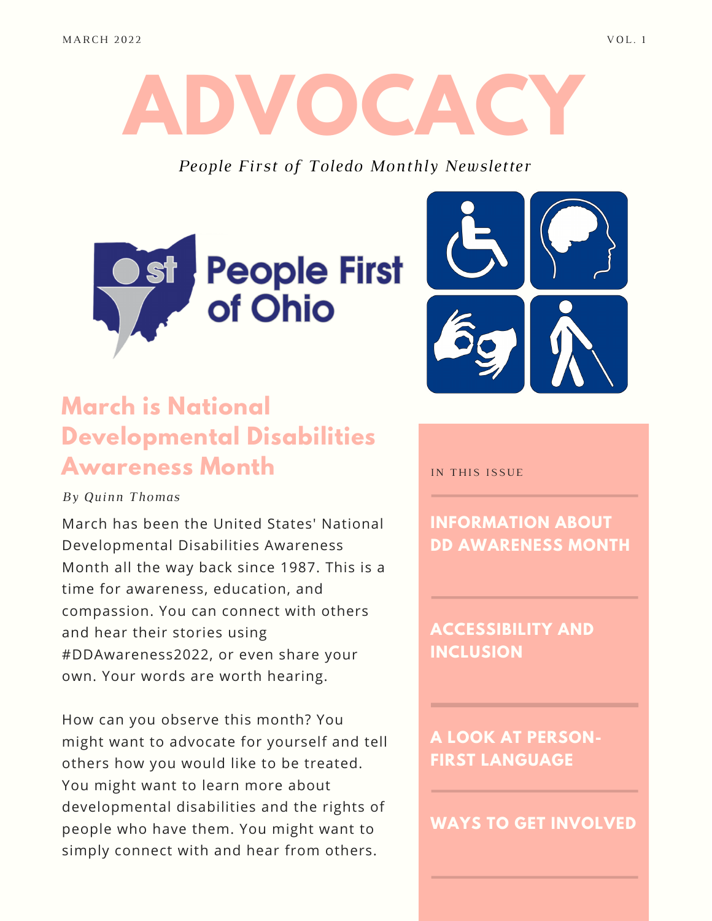MARCH 2022 VOL. 1

# ADVOCACY

*People First of Toledo Monthly Newsletter*

People First of Ohio

## March is National Developmental Disabilities Awareness Month

*By Quinn Thomas*

March has been the United States' National Developmental Disabilities Awareness Month all the way back since 1987. This is a time for awareness, education, and compassion. You can connect with others and hear their stories using #DDAwareness2022, or even share your own. Your words are worth hearing.

How can you observe this month? You might want to advocate for yourself and tell others how you would like to be treated. You might want to learn more about developmental disabilities and the rights of people who have them. You might want to simply connect with and hear from others.

IN THIS ISSUE

**INFORMATION ABOUT DD AWARENESS MONTH**

**ACCESSIBILITY AND INCLUSION**

**A LOOK AT PERSON-FIRST LANGUAGE**

**WAYS TO GET INVOLVED**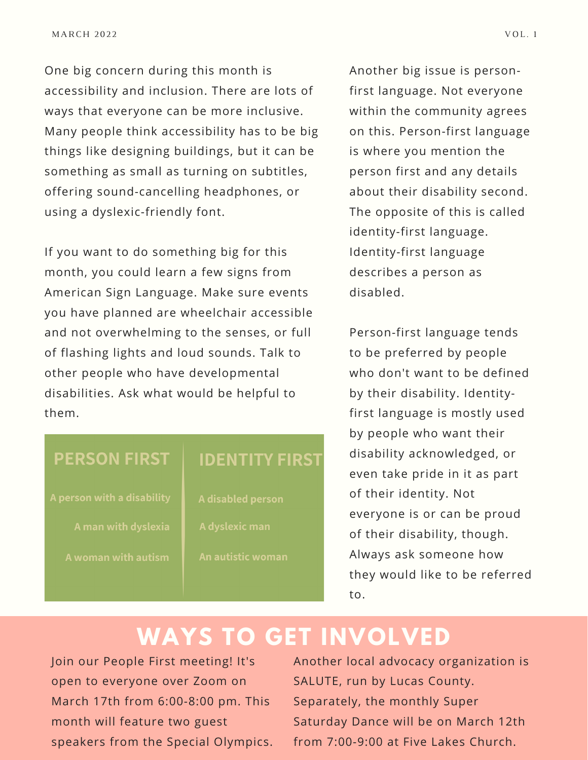One big concern during this month is accessibility and inclusion. There are lots of ways that everyone can be more inclusive. Many people think accessibility has to be big things like designing buildings, but it can be something as small as turning on subtitles, offering sound-cancelling headphones, or using a dyslexic-friendly font.

If you want to do something big for this month, you could learn a few signs from American Sign Language. Make sure events you have planned are wheelchair accessible and not overwhelming to the senses, or full of flashing lights and loud sounds. Talk to other people who have developmental disabilities. Ask what would be helpful to them.

| PERSON FIRST | IDENTITY FIRST |
| --- | --- |
| A person with a disability | A disabled person |
| A man with dyslexia | A dyslexic man |
| A woman with autism | An autistic woman |

Another big issue is person-first language. Not everyone within the community agrees on this. Person-first language is where you mention the person first and any details about their disability second. The opposite of this is called identity-first language. Identity-first language describes a person as disabled.

Person-first language tends to be preferred by people who don't want to be defined by their disability. Identity-first language is mostly used by people who want their disability acknowledged, or even take pride in it as part of their identity. Not everyone is or can be proud of their disability, though. Always ask someone how they would like to be referred to.

## WAYS TO GET INVOLVED

Join our People First meeting! It's open to everyone over Zoom on March 17th from 6:00-8:00 pm. This month will feature two guest speakers from the Special Olympics.

Another local advocacy organization is SALUTE, run by Lucas County. Separately, the monthly Super Saturday Dance will be on March 12th from 7:00-9:00 at Five Lakes Church.